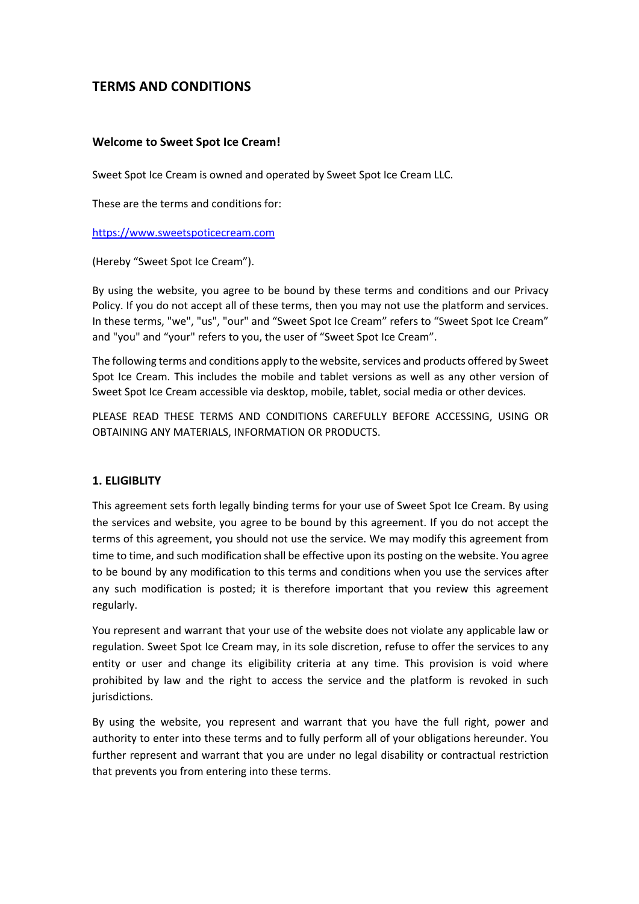# TERMS AND CONDITIONS

## Welcome to Sweet Spot Ice Cream!

Sweet Spot Ice Cream is owned and operated by Sweet Spot Ice Cream LLC.

These are the terms and conditions for:

https://www.sweetspoticecream.com

(Hereby "Sweet Spot Ice Cream").

By using the website, you agree to be bound by these terms and conditions and our Privacy Policy. If you do not accept all of these terms, then you may not use the platform and services. In these terms, "we", "us", "our" and "Sweet Spot Ice Cream" refers to "Sweet Spot Ice Cream" and "you" and "your" refers to you, the user of "Sweet Spot Ice Cream".

The following terms and conditions apply to the website, services and products offered by Sweet Spot Ice Cream. This includes the mobile and tablet versions as well as any other version of Sweet Spot Ice Cream accessible via desktop, mobile, tablet, social media or other devices.

PLEASE READ THESE TERMS AND CONDITIONS CAREFULLY BEFORE ACCESSING, USING OR OBTAINING ANY MATERIALS, INFORMATION OR PRODUCTS.

## 1. ELIGIBLITY

This agreement sets forth legally binding terms for your use of Sweet Spot Ice Cream. By using the services and website, you agree to be bound by this agreement. If you do not accept the terms of this agreement, you should not use the service. We may modify this agreement from time to time, and such modification shall be effective upon its posting on the website. You agree to be bound by any modification to this terms and conditions when you use the services after any such modification is posted; it is therefore important that you review this agreement regularly.

You represent and warrant that your use of the website does not violate any applicable law or regulation. Sweet Spot Ice Cream may, in its sole discretion, refuse to offer the services to any entity or user and change its eligibility criteria at any time. This provision is void where prohibited by law and the right to access the service and the platform is revoked in such jurisdictions.

By using the website, you represent and warrant that you have the full right, power and authority to enter into these terms and to fully perform all of your obligations hereunder. You further represent and warrant that you are under no legal disability or contractual restriction that prevents you from entering into these terms.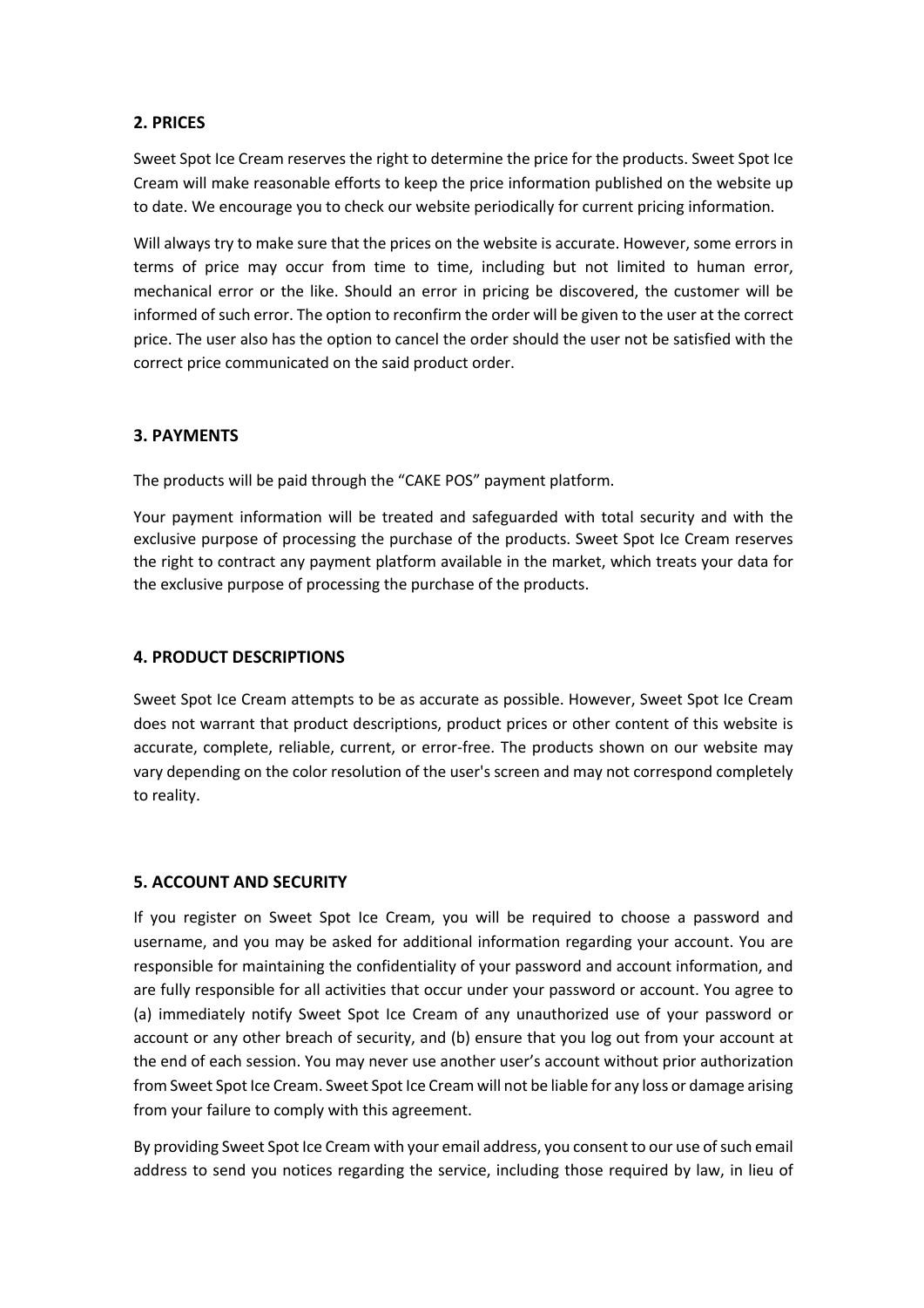## 2. PRICES

Sweet Spot Ice Cream reserves the right to determine the price for the products. Sweet Spot Ice Cream will make reasonable efforts to keep the price information published on the website up to date. We encourage you to check our website periodically for current pricing information.

Will always try to make sure that the prices on the website is accurate. However, some errors in terms of price may occur from time to time, including but not limited to human error, mechanical error or the like. Should an error in pricing be discovered, the customer will be informed of such error. The option to reconfirm the order will be given to the user at the correct price. The user also has the option to cancel the order should the user not be satisfied with the correct price communicated on the said product order.

## 3. PAYMENTS

The products will be paid through the "CAKE POS" payment platform.

Your payment information will be treated and safeguarded with total security and with the exclusive purpose of processing the purchase of the products. Sweet Spot Ice Cream reserves the right to contract any payment platform available in the market, which treats your data for the exclusive purpose of processing the purchase of the products.

## 4. PRODUCT DESCRIPTIONS

Sweet Spot Ice Cream attempts to be as accurate as possible. However, Sweet Spot Ice Cream does not warrant that product descriptions, product prices or other content of this website is accurate, complete, reliable, current, or error-free. The products shown on our website may vary depending on the color resolution of the user's screen and may not correspond completely to reality.

## 5. ACCOUNT AND SECURITY

If you register on Sweet Spot Ice Cream, you will be required to choose a password and username, and you may be asked for additional information regarding your account. You are responsible for maintaining the confidentiality of your password and account information, and are fully responsible for all activities that occur under your password or account. You agree to (a) immediately notify Sweet Spot Ice Cream of any unauthorized use of your password or account or any other breach of security, and (b) ensure that you log out from your account at the end of each session. You may never use another user's account without prior authorization from Sweet Spot Ice Cream. Sweet Spot Ice Cream will not be liable for any loss or damage arising from your failure to comply with this agreement.

By providing Sweet Spot Ice Cream with your email address, you consent to our use of such email address to send you notices regarding the service, including those required by law, in lieu of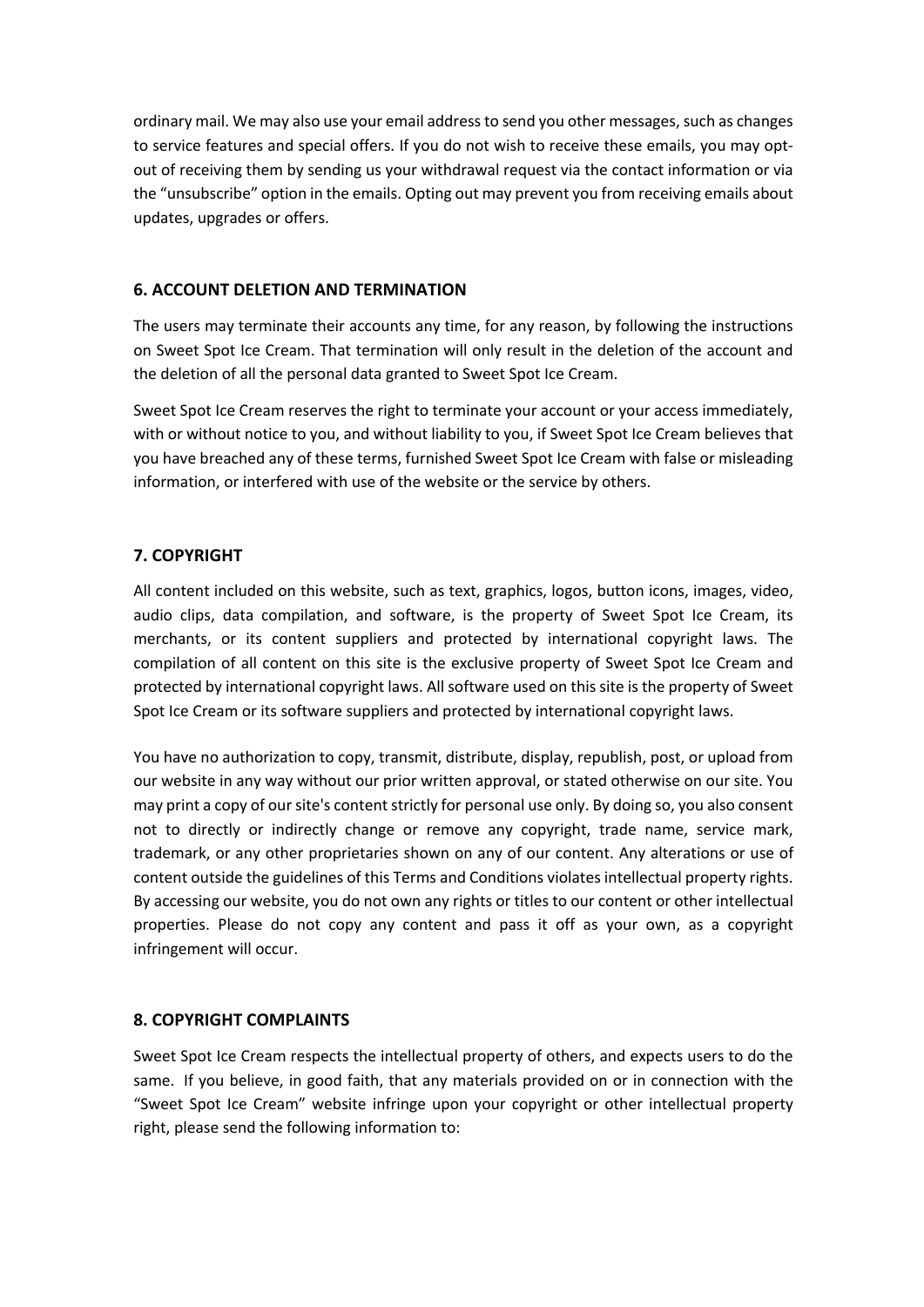ordinary mail. We may also use your email address to send you other messages, such as changes to service features and special offers. If you do not wish to receive these emails, you may opt-out of receiving them by sending us your withdrawal request via the contact information or via the "unsubscribe" option in the emails. Opting out may prevent you from receiving emails about updates, upgrades or offers.

## 6. ACCOUNT DELETION AND TERMINATION

The users may terminate their accounts any time, for any reason, by following the instructions on Sweet Spot Ice Cream. That termination will only result in the deletion of the account and the deletion of all the personal data granted to Sweet Spot Ice Cream.

Sweet Spot Ice Cream reserves the right to terminate your account or your access immediately, with or without notice to you, and without liability to you, if Sweet Spot Ice Cream believes that you have breached any of these terms, furnished Sweet Spot Ice Cream with false or misleading information, or interfered with use of the website or the service by others.

## 7. COPYRIGHT

All content included on this website, such as text, graphics, logos, button icons, images, video, audio clips, data compilation, and software, is the property of Sweet Spot Ice Cream, its merchants, or its content suppliers and protected by international copyright laws. The compilation of all content on this site is the exclusive property of Sweet Spot Ice Cream and protected by international copyright laws. All software used on this site is the property of Sweet Spot Ice Cream or its software suppliers and protected by international copyright laws.

You have no authorization to copy, transmit, distribute, display, republish, post, or upload from our website in any way without our prior written approval, or stated otherwise on our site. You may print a copy of our site's content strictly for personal use only. By doing so, you also consent not to directly or indirectly change or remove any copyright, trade name, service mark, trademark, or any other proprietaries shown on any of our content. Any alterations or use of content outside the guidelines of this Terms and Conditions violates intellectual property rights. By accessing our website, you do not own any rights or titles to our content or other intellectual properties. Please do not copy any content and pass it off as your own, as a copyright infringement will occur.

## 8. COPYRIGHT COMPLAINTS

Sweet Spot Ice Cream respects the intellectual property of others, and expects users to do the same. If you believe, in good faith, that any materials provided on or in connection with the "Sweet Spot Ice Cream" website infringe upon your copyright or other intellectual property right, please send the following information to: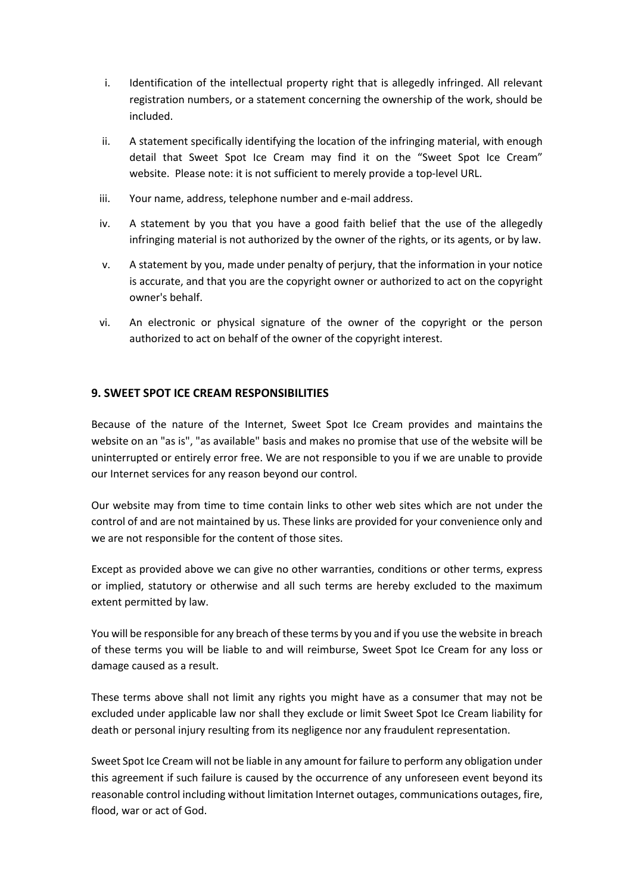i. Identification of the intellectual property right that is allegedly infringed. All relevant registration numbers, or a statement concerning the ownership of the work, should be included.

ii. A statement specifically identifying the location of the infringing material, with enough detail that Sweet Spot Ice Cream may find it on the "Sweet Spot Ice Cream" website. Please note: it is not sufficient to merely provide a top-level URL.

iii. Your name, address, telephone number and e-mail address.

iv. A statement by you that you have a good faith belief that the use of the allegedly infringing material is not authorized by the owner of the rights, or its agents, or by law.

v. A statement by you, made under penalty of perjury, that the information in your notice is accurate, and that you are the copyright owner or authorized to act on the copyright owner's behalf.

vi. An electronic or physical signature of the owner of the copyright or the person authorized to act on behalf of the owner of the copyright interest.

## 9. SWEET SPOT ICE CREAM RESPONSIBILITIES

Because of the nature of the Internet, Sweet Spot Ice Cream provides and maintains the website on an "as is", "as available" basis and makes no promise that use of the website will be uninterrupted or entirely error free. We are not responsible to you if we are unable to provide our Internet services for any reason beyond our control.

Our website may from time to time contain links to other web sites which are not under the control of and are not maintained by us. These links are provided for your convenience only and we are not responsible for the content of those sites.

Except as provided above we can give no other warranties, conditions or other terms, express or implied, statutory or otherwise and all such terms are hereby excluded to the maximum extent permitted by law.

You will be responsible for any breach of these terms by you and if you use the website in breach of these terms you will be liable to and will reimburse, Sweet Spot Ice Cream for any loss or damage caused as a result.

These terms above shall not limit any rights you might have as a consumer that may not be excluded under applicable law nor shall they exclude or limit Sweet Spot Ice Cream liability for death or personal injury resulting from its negligence nor any fraudulent representation.

Sweet Spot Ice Cream will not be liable in any amount for failure to perform any obligation under this agreement if such failure is caused by the occurrence of any unforeseen event beyond its reasonable control including without limitation Internet outages, communications outages, fire, flood, war or act of God.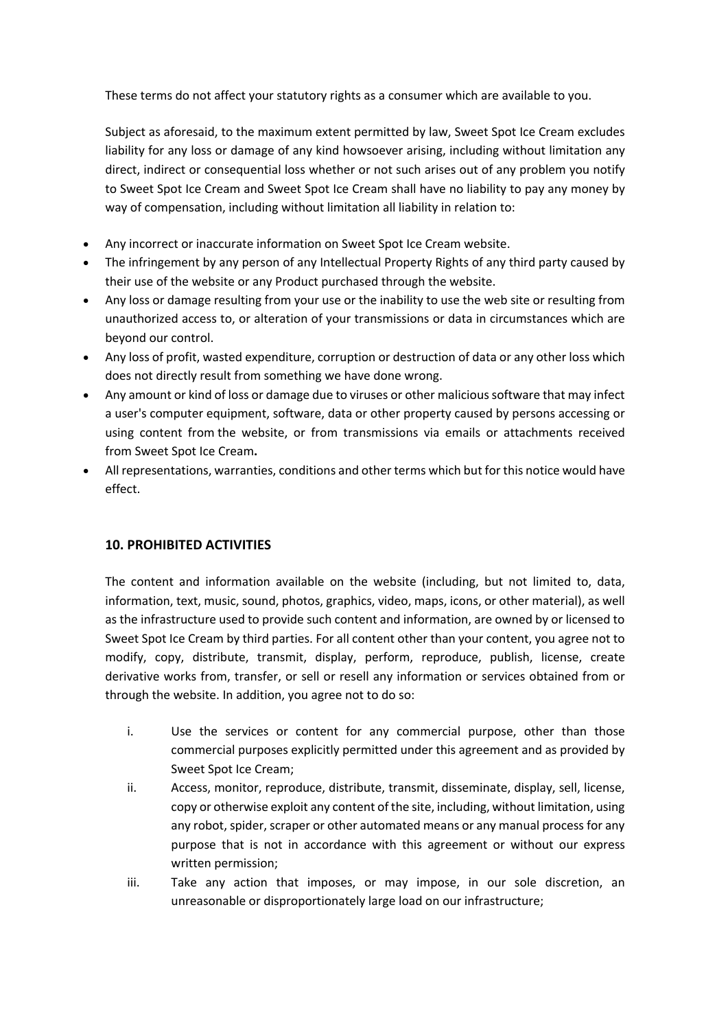These terms do not affect your statutory rights as a consumer which are available to you.

Subject as aforesaid, to the maximum extent permitted by law, Sweet Spot Ice Cream excludes liability for any loss or damage of any kind howsoever arising, including without limitation any direct, indirect or consequential loss whether or not such arises out of any problem you notify to Sweet Spot Ice Cream and Sweet Spot Ice Cream shall have no liability to pay any money by way of compensation, including without limitation all liability in relation to:

- Any incorrect or inaccurate information on Sweet Spot Ice Cream website.
- The infringement by any person of any Intellectual Property Rights of any third party caused by their use of the website or any Product purchased through the website.
- Any loss or damage resulting from your use or the inability to use the web site or resulting from unauthorized access to, or alteration of your transmissions or data in circumstances which are beyond our control.
- Any loss of profit, wasted expenditure, corruption or destruction of data or any other loss which does not directly result from something we have done wrong.
- Any amount or kind of loss or damage due to viruses or other malicious software that may infect a user's computer equipment, software, data or other property caused by persons accessing or using content from the website, or from transmissions via emails or attachments received from Sweet Spot Ice Cream**.**
- All representations, warranties, conditions and other terms which but for this notice would have effect.

## 10. PROHIBITED ACTIVITIES

The content and information available on the website (including, but not limited to, data, information, text, music, sound, photos, graphics, video, maps, icons, or other material), as well as the infrastructure used to provide such content and information, are owned by or licensed to Sweet Spot Ice Cream by third parties. For all content other than your content, you agree not to modify, copy, distribute, transmit, display, perform, reproduce, publish, license, create derivative works from, transfer, or sell or resell any information or services obtained from or through the website. In addition, you agree not to do so:

i. Use the services or content for any commercial purpose, other than those commercial purposes explicitly permitted under this agreement and as provided by Sweet Spot Ice Cream;

ii. Access, monitor, reproduce, distribute, transmit, disseminate, display, sell, license, copy or otherwise exploit any content of the site, including, without limitation, using any robot, spider, scraper or other automated means or any manual process for any purpose that is not in accordance with this agreement or without our express written permission;

iii. Take any action that imposes, or may impose, in our sole discretion, an unreasonable or disproportionately large load on our infrastructure;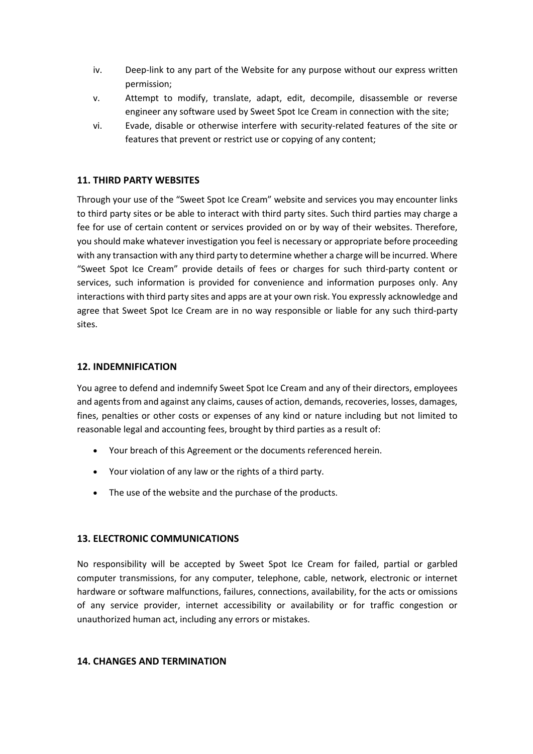iv. Deep-link to any part of the Website for any purpose without our express written permission;

v. Attempt to modify, translate, adapt, edit, decompile, disassemble or reverse engineer any software used by Sweet Spot Ice Cream in connection with the site;

vi. Evade, disable or otherwise interfere with security-related features of the site or features that prevent or restrict use or copying of any content;

## 11. THIRD PARTY WEBSITES

Through your use of the "Sweet Spot Ice Cream" website and services you may encounter links to third party sites or be able to interact with third party sites. Such third parties may charge a fee for use of certain content or services provided on or by way of their websites. Therefore, you should make whatever investigation you feel is necessary or appropriate before proceeding with any transaction with any third party to determine whether a charge will be incurred. Where "Sweet Spot Ice Cream" provide details of fees or charges for such third-party content or services, such information is provided for convenience and information purposes only. Any interactions with third party sites and apps are at your own risk. You expressly acknowledge and agree that Sweet Spot Ice Cream are in no way responsible or liable for any such third-party sites.

## 12. INDEMNIFICATION

You agree to defend and indemnify Sweet Spot Ice Cream and any of their directors, employees and agents from and against any claims, causes of action, demands, recoveries, losses, damages, fines, penalties or other costs or expenses of any kind or nature including but not limited to reasonable legal and accounting fees, brought by third parties as a result of:

- Your breach of this Agreement or the documents referenced herein.
- Your violation of any law or the rights of a third party.
- The use of the website and the purchase of the products.

## 13. ELECTRONIC COMMUNICATIONS

No responsibility will be accepted by Sweet Spot Ice Cream for failed, partial or garbled computer transmissions, for any computer, telephone, cable, network, electronic or internet hardware or software malfunctions, failures, connections, availability, for the acts or omissions of any service provider, internet accessibility or availability or for traffic congestion or unauthorized human act, including any errors or mistakes.

## 14. CHANGES AND TERMINATION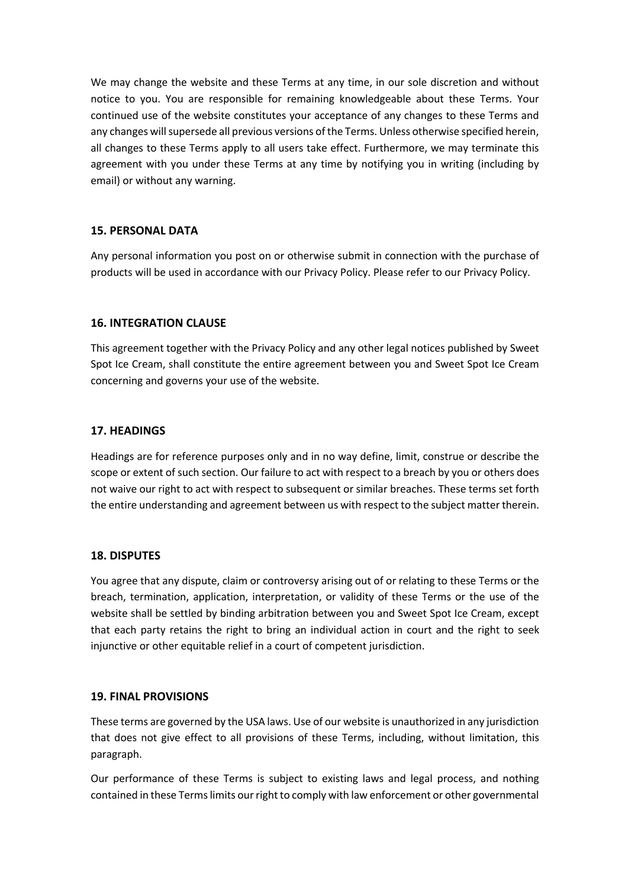We may change the website and these Terms at any time, in our sole discretion and without notice to you. You are responsible for remaining knowledgeable about these Terms. Your continued use of the website constitutes your acceptance of any changes to these Terms and any changes will supersede all previous versions of the Terms. Unless otherwise specified herein, all changes to these Terms apply to all users take effect. Furthermore, we may terminate this agreement with you under these Terms at any time by notifying you in writing (including by email) or without any warning.

## 15. PERSONAL DATA

Any personal information you post on or otherwise submit in connection with the purchase of products will be used in accordance with our Privacy Policy. Please refer to our Privacy Policy.

## 16. INTEGRATION CLAUSE

This agreement together with the Privacy Policy and any other legal notices published by Sweet Spot Ice Cream, shall constitute the entire agreement between you and Sweet Spot Ice Cream concerning and governs your use of the website.

## 17. HEADINGS

Headings are for reference purposes only and in no way define, limit, construe or describe the scope or extent of such section. Our failure to act with respect to a breach by you or others does not waive our right to act with respect to subsequent or similar breaches. These terms set forth the entire understanding and agreement between us with respect to the subject matter therein.

## 18. DISPUTES

You agree that any dispute, claim or controversy arising out of or relating to these Terms or the breach, termination, application, interpretation, or validity of these Terms or the use of the website shall be settled by binding arbitration between you and Sweet Spot Ice Cream, except that each party retains the right to bring an individual action in court and the right to seek injunctive or other equitable relief in a court of competent jurisdiction.

## 19. FINAL PROVISIONS

These terms are governed by the USA laws. Use of our website is unauthorized in any jurisdiction that does not give effect to all provisions of these Terms, including, without limitation, this paragraph.

Our performance of these Terms is subject to existing laws and legal process, and nothing contained in these Terms limits our right to comply with law enforcement or other governmental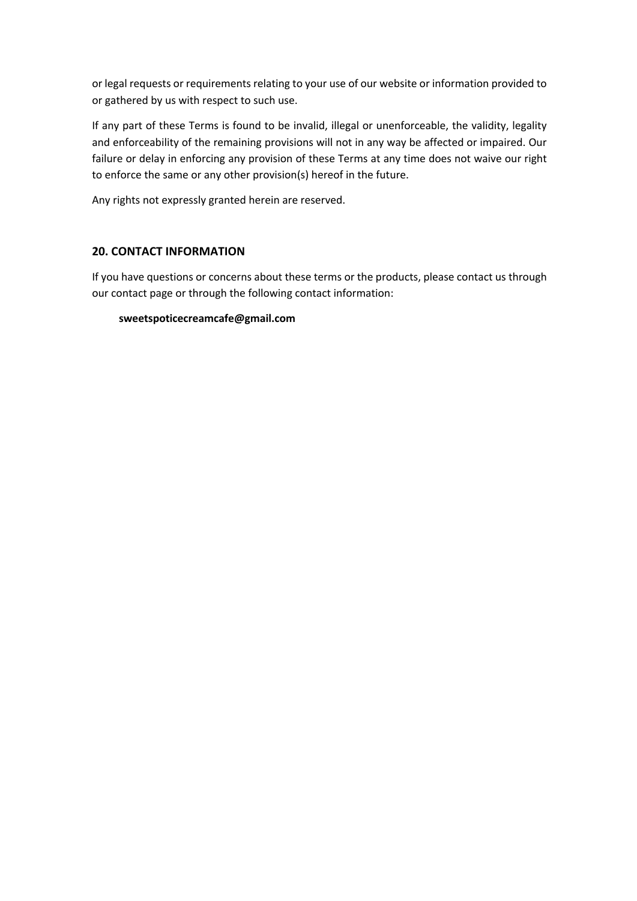or legal requests or requirements relating to your use of our website or information provided to or gathered by us with respect to such use.

If any part of these Terms is found to be invalid, illegal or unenforceable, the validity, legality and enforceability of the remaining provisions will not in any way be affected or impaired. Our failure or delay in enforcing any provision of these Terms at any time does not waive our right to enforce the same or any other provision(s) hereof in the future.

Any rights not expressly granted herein are reserved.

## 20. CONTACT INFORMATION

If you have questions or concerns about these terms or the products, please contact us through our contact page or through the following contact information:

**sweetspoticecreamcafe@gmail.com**